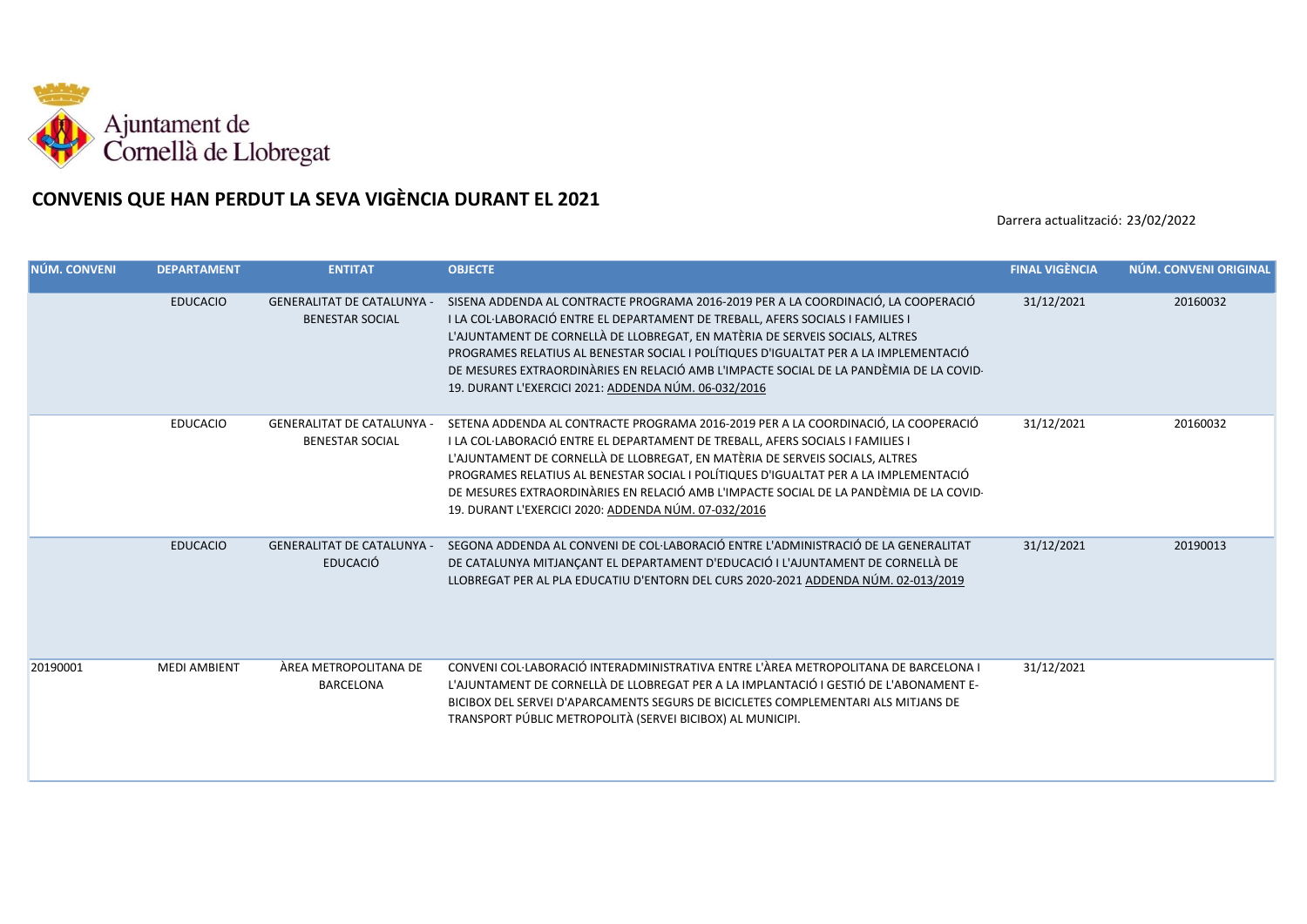Ajuntament de Cornellà de Llobregat

## CONVENIS QUE HAN PERDUT LA SEVA VIGÈNCIA DURANT EL 2021

Darrera actualització: 23/02/2022

| NÚM. CONVENI | DEPARTAMENT | ENTITAT | OBJECTE | FINAL VIGÈNCIA | NÚM. CONVENI ORIGINAL |
|---|---|---|---|---|---|
| | EDUCACIO | GENERALITAT DE CATALUNYA - BENESTAR SOCIAL | SISENA ADDENDA AL CONTRACTE PROGRAMA 2016-2019 PER A LA COORDINACIÓ, LA COOPERACIÓ I LA COL·LABORACIÓ ENTRE EL DEPARTAMENT DE TREBALL, AFERS SOCIALS I FAMILIES I L'AJUNTAMENT DE CORNELLÀ DE LLOBREGAT, EN MATÈRIA DE SERVEIS SOCIALS, ALTRES PROGRAMES RELATIUS AL BENESTAR SOCIAL I POLÍTIQUES D'IGUALTAT PER A LA IMPLEMENTACIÓ DE MESURES EXTRAORDINÀRIES EN RELACIÓ AMB L'IMPACTE SOCIAL DE LA PANDÈMIA DE LA COVID-19. DURANT L'EXERCICI 2021: ADDENDA NÚM. 06-032/2016 | 31/12/2021 | 20160032 |
| | EDUCACIO | GENERALITAT DE CATALUNYA - BENESTAR SOCIAL | SETENA ADDENDA AL CONTRACTE PROGRAMA 2016-2019 PER A LA COORDINACIÓ, LA COOPERACIÓ I LA COL·LABORACIÓ ENTRE EL DEPARTAMENT DE TREBALL, AFERS SOCIALS I FAMILIES I L'AJUNTAMENT DE CORNELLÀ DE LLOBREGAT, EN MATÈRIA DE SERVEIS SOCIALS, ALTRES PROGRAMES RELATIUS AL BENESTAR SOCIAL I POLÍTIQUES D'IGUALTAT PER A LA IMPLEMENTACIÓ DE MESURES EXTRAORDINÀRIES EN RELACIÓ AMB L'IMPACTE SOCIAL DE LA PANDÈMIA DE LA COVID-19. DURANT L'EXERCICI 2020: ADDENDA NÚM. 07-032/2016 | 31/12/2021 | 20160032 |
| | EDUCACIO | GENERALITAT DE CATALUNYA - EDUCACIÓ | SEGONA ADDENDA AL CONVENI DE COL·LABORACIÓ ENTRE L'ADMINISTRACIÓ DE LA GENERALITAT DE CATALUNYA MITJANÇANT EL DEPARTAMENT D'EDUCACIÓ I L'AJUNTAMENT DE CORNELLÀ DE LLOBREGAT PER AL PLA EDUCATIU D'ENTORN DEL CURS 2020-2021 ADDENDA NÚM. 02-013/2019 | 31/12/2021 | 20190013 |
| 20190001 | MEDI AMBIENT | ÀREA METROPOLITANA DE BARCELONA | CONVENI COL·LABORACIÓ INTERADMINISTRATIVA ENTRE L'ÀREA METROPOLITANA DE BARCELONA I L'AJUNTAMENT DE CORNELLÀ DE LLOBREGAT PER A LA IMPLANTACIÓ I GESTIÓ DE L'ABONAMENT E-BICIBOX DEL SERVEI D'APARCAMENTS SEGURS DE BICICLETES COMPLEMENTARI ALS MITJANS DE TRANSPORT PÚBLIC METROPOLITÀ (SERVEI BICIBOX) AL MUNICIPI. | 31/12/2021 | |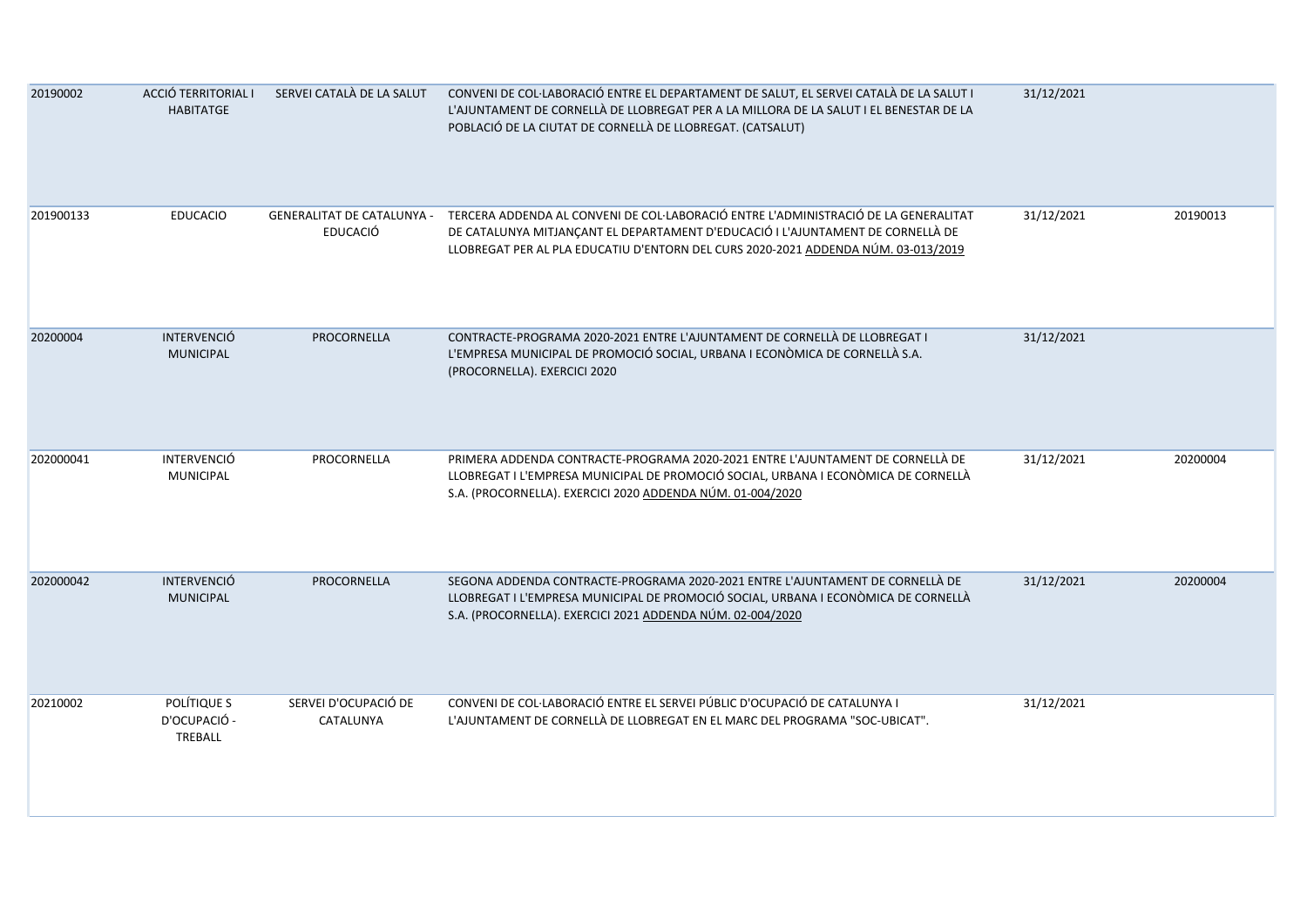| | | | | | |
|---|---|---|---|---|---|
| 20190002 | ACCIÓ TERRITORIAL I HABITATGE | SERVEI CATALÀ DE LA SALUT | CONVENI DE COL·LABORACIÓ ENTRE EL DEPARTAMENT DE SALUT, EL SERVEI CATALÀ DE LA SALUT I L'AJUNTAMENT DE CORNELLÀ DE LLOBREGAT PER A LA MILLORA DE LA SALUT I EL BENESTAR DE LA POBLACIÓ DE LA CIUTAT DE CORNELLÀ DE LLOBREGAT. (CATSALUT) | 31/12/2021 | |
| 201900133 | EDUCACIO | GENERALITAT DE CATALUNYA - EDUCACIÓ | TERCERA ADDENDA AL CONVENI DE COL·LABORACIÓ ENTRE L'ADMINISTRACIÓ DE LA GENERALITAT DE CATALUNYA MITJANÇANT EL DEPARTAMENT D'EDUCACIÓ I L'AJUNTAMENT DE CORNELLÀ DE LLOBREGAT PER AL PLA EDUCATIU D'ENTORN DEL CURS 2020-2021 ADDENDA NÚM. 03-013/2019 | 31/12/2021 | 20190013 |
| 20200004 | INTERVENCIÓ MUNICIPAL | PROCORNELLA | CONTRACTE-PROGRAMA 2020-2021 ENTRE L'AJUNTAMENT DE CORNELLÀ DE LLOBREGAT I L'EMPRESA MUNICIPAL DE PROMOCIÓ SOCIAL, URBANA I ECONÒMICA DE CORNELLÀ S.A. (PROCORNELLA). EXERCICI 2020 | 31/12/2021 | |
| 202000041 | INTERVENCIÓ MUNICIPAL | PROCORNELLA | PRIMERA ADDENDA CONTRACTE-PROGRAMA 2020-2021 ENTRE L'AJUNTAMENT DE CORNELLÀ DE LLOBREGAT I L'EMPRESA MUNICIPAL DE PROMOCIÓ SOCIAL, URBANA I ECONÒMICA DE CORNELLÀ S.A. (PROCORNELLA). EXERCICI 2020 ADDENDA NÚM. 01-004/2020 | 31/12/2021 | 20200004 |
| 202000042 | INTERVENCIÓ MUNICIPAL | PROCORNELLA | SEGONA ADDENDA CONTRACTE-PROGRAMA 2020-2021 ENTRE L'AJUNTAMENT DE CORNELLÀ DE LLOBREGAT I L'EMPRESA MUNICIPAL DE PROMOCIÓ SOCIAL, URBANA I ECONÒMICA DE CORNELLÀ S.A. (PROCORNELLA). EXERCICI 2021 ADDENDA NÚM. 02-004/2020 | 31/12/2021 | 20200004 |
| 20210002 | POLÍTIQUE S D'OCUPACIÓ - TREBALL | SERVEI D'OCUPACIÓ DE CATALUNYA | CONVENI DE COL·LABORACIÓ ENTRE EL SERVEI PÚBLIC D'OCUPACIÓ DE CATALUNYA I L'AJUNTAMENT DE CORNELLÀ DE LLOBREGAT EN EL MARC DEL PROGRAMA "SOC-UBICAT". | 31/12/2021 | |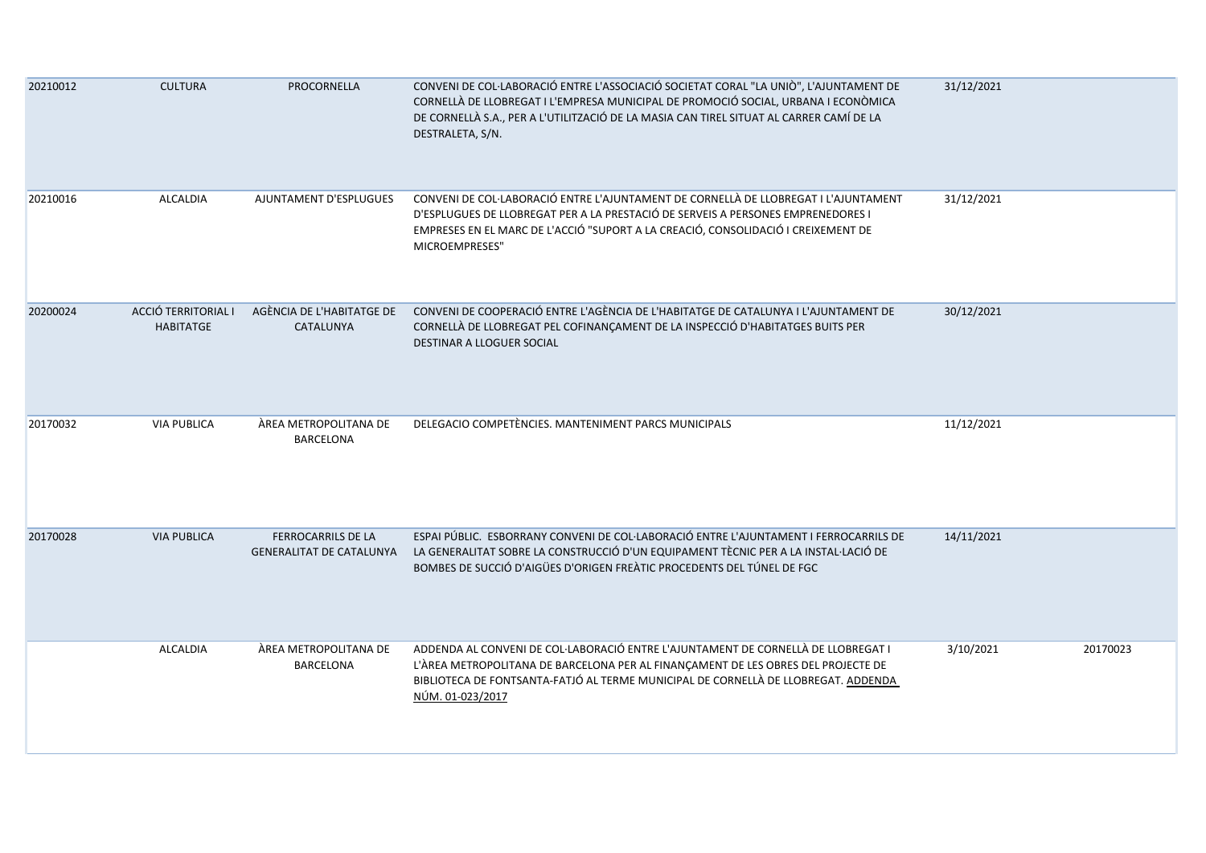| | | | | | |
|---|---|---|---|---|---|
| 20210012 | CULTURA | PROCORNELLA | CONVENI DE COL·LABORACIÓ ENTRE L'ASSOCIACIÓ SOCIETAT CORAL "LA UNIÒ", L'AJUNTAMENT DE CORNELLÀ DE LLOBREGAT I L'EMPRESA MUNICIPAL DE PROMOCIÓ SOCIAL, URBANA I ECONÒMICA DE CORNELLÀ S.A., PER A L'UTILITZACIÓ DE LA MASIA CAN TIREL SITUAT AL CARRER CAMÍ DE LA DESTRALETA, S/N. | 31/12/2021 | |
| 20210016 | ALCALDIA | AJUNTAMENT D'ESPLUGUES | CONVENI DE COL·LABORACIÓ ENTRE L'AJUNTAMENT DE CORNELLÀ DE LLOBREGAT I L'AJUNTAMENT D'ESPLUGUES DE LLOBREGAT PER A LA PRESTACIÓ DE SERVEIS A PERSONES EMPRENEDORES I EMPRESES EN EL MARC DE L'ACCIÓ "SUPORT A LA CREACIÓ, CONSOLIDACIÓ I CREIXEMENT DE MICROEMPRESES" | 31/12/2021 | |
| 20200024 | ACCIÓ TERRITORIAL I HABITATGE | AGÈNCIA DE L'HABITATGE DE CATALUNYA | CONVENI DE COOPERACIÓ ENTRE L'AGÈNCIA DE L'HABITATGE DE CATALUNYA I L'AJUNTAMENT DE CORNELLÀ DE LLOBREGAT PEL COFINANÇAMENT DE LA INSPECCIÓ D'HABITATGES BUITS PER DESTINAR A LLOGUER SOCIAL | 30/12/2021 | |
| 20170032 | VIA PUBLICA | ÀREA METROPOLITANA DE BARCELONA | DELEGACIO COMPETÈNCIES. MANTENIMENT PARCS MUNICIPALS | 11/12/2021 | |
| 20170028 | VIA PUBLICA | FERROCARRILS DE LA GENERALITAT DE CATALUNYA | ESPAI PÚBLIC. ESBORRANY CONVENI DE COL·LABORACIÓ ENTRE L'AJUNTAMENT I FERROCARRILS DE LA GENERALITAT SOBRE LA CONSTRUCCIÓ D'UN EQUIPAMENT TÈCNIC PER A LA INSTAL·LACIÓ DE BOMBES DE SUCCIÓ D'AIGÜES D'ORIGEN FREÀTIC PROCEDENTS DEL TÚNEL DE FGC | 14/11/2021 | |
| | ALCALDIA | ÀREA METROPOLITANA DE BARCELONA | ADDENDA AL CONVENI DE COL·LABORACIÓ ENTRE L'AJUNTAMENT DE CORNELLÀ DE LLOBREGAT I L'ÀREA METROPOLITANA DE BARCELONA PER AL FINANÇAMENT DE LES OBRES DEL PROJECTE DE BIBLIOTECA DE FONTSANTA-FATJÓ AL TERME MUNICIPAL DE CORNELLÀ DE LLOBREGAT. ADDENDA NÚM. 01-023/2017 | 3/10/2021 | 20170023 |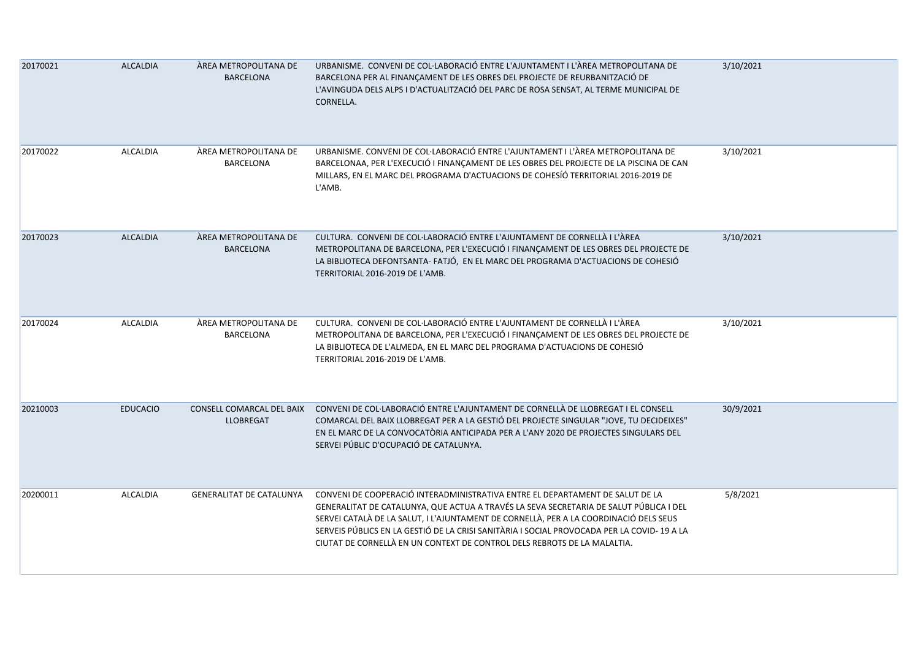| | | | | | |
|---|---|---|---|---|---|
| 20170021 | ALCALDIA | ÀREA METROPOLITANA DE BARCELONA | URBANISME. CONVENI DE COL·LABORACIÓ ENTRE L'AJUNTAMENT I L'ÀREA METROPOLITANA DE BARCELONA PER AL FINANÇAMENT DE LES OBRES DEL PROJECTE DE REURBANITZACIÓ DE L'AVINGUDA DELS ALPS I D'ACTUALITZACIÓ DEL PARC DE ROSA SENSAT, AL TERME MUNICIPAL DE CORNELLA. | 3/10/2021 | |
| 20170022 | ALCALDIA | ÀREA METROPOLITANA DE BARCELONA | URBANISME. CONVENI DE COL·LABORACIÓ ENTRE L'AJUNTAMENT I L'ÀREA METROPOLITANA DE BARCELONAA, PER L'EXECUCIÓ I FINANÇAMENT DE LES OBRES DEL PROJECTE DE LA PISCINA DE CAN MILLARS, EN EL MARC DEL PROGRAMA D'ACTUACIONS DE COHESÍÓ TERRITORIAL 2016-2019 DE L'AMB. | 3/10/2021 | |
| 20170023 | ALCALDIA | ÀREA METROPOLITANA DE BARCELONA | CULTURA. CONVENI DE COL·LABORACIÓ ENTRE L'AJUNTAMENT DE CORNELLÀ I L'ÀREA METROPOLITANA DE BARCELONA, PER L'EXECUCIÓ I FINANÇAMENT DE LES OBRES DEL PROJECTE DE LA BIBLIOTECA DEFONTSANTA- FATJÓ, EN EL MARC DEL PROGRAMA D'ACTUACIONS DE COHESIÓ TERRITORIAL 2016-2019 DE L'AMB. | 3/10/2021 | |
| 20170024 | ALCALDIA | ÀREA METROPOLITANA DE BARCELONA | CULTURA. CONVENI DE COL·LABORACIÓ ENTRE L'AJUNTAMENT DE CORNELLÀ I L'ÀREA METROPOLITANA DE BARCELONA, PER L'EXECUCIÓ I FINANÇAMENT DE LES OBRES DEL PROJECTE DE LA BIBLIOTECA DE L'ALMEDA, EN EL MARC DEL PROGRAMA D'ACTUACIONS DE COHESIÓ TERRITORIAL 2016-2019 DE L'AMB. | 3/10/2021 | |
| 20210003 | EDUCACIO | CONSELL COMARCAL DEL BAIX LLOBREGAT | CONVENI DE COL·LABORACIÓ ENTRE L'AJUNTAMENT DE CORNELLÀ DE LLOBREGAT I EL CONSELL COMARCAL DEL BAIX LLOBREGAT PER A LA GESTIÓ DEL PROJECTE SINGULAR "JOVE, TU DECIDEIXES" EN EL MARC DE LA CONVOCATÒRIA ANTICIPADA PER A L'ANY 2020 DE PROJECTES SINGULARS DEL SERVEI PÚBLIC D'OCUPACIÓ DE CATALUNYA. | 30/9/2021 | |
| 20200011 | ALCALDIA | GENERALITAT DE CATALUNYA | CONVENI DE COOPERACIÓ INTERADMINISTRATIVA ENTRE EL DEPARTAMENT DE SALUT DE LA GENERALITAT DE CATALUNYA, QUE ACTUA A TRAVÉS LA SEVA SECRETARIA DE SALUT PÚBLICA I DEL SERVEI CATALÀ DE LA SALUT, I L'AJUNTAMENT DE CORNELLÀ, PER A LA COORDINACIÓ DELS SEUS SERVEIS PÚBLICS EN LA GESTIÓ DE LA CRISI SANITÀRIA I SOCIAL PROVOCADA PER LA COVID- 19 A LA CIUTAT DE CORNELLÀ EN UN CONTEXT DE CONTROL DELS REBROTS DE LA MALALTIA. | 5/8/2021 | |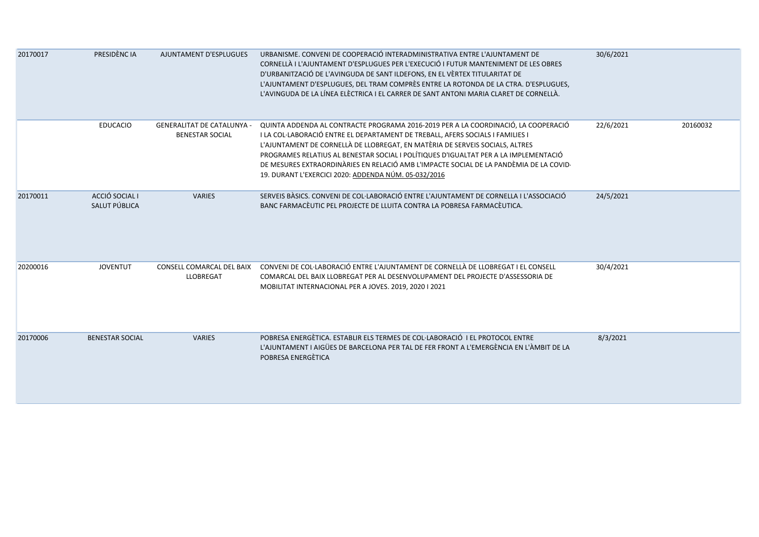| | | | | | |
|---|---|---|---|---|---|
| 20170017 | PRESIDÈNC IA | AJUNTAMENT D'ESPLUGUES | URBANISME. CONVENI DE COOPERACIÓ INTERADMINISTRATIVA ENTRE L'AJUNTAMENT DE CORNELLÀ I L'AJUNTAMENT D'ESPLUGUES PER L'EXECUCIÓ I FUTUR MANTENIMENT DE LES OBRES D'URBANITZACIÓ DE L'AVINGUDA DE SANT ILDEFONS, EN EL VÈRTEX TITULARITAT DE L'AJUNTAMENT D'ESPLUGUES, DEL TRAM COMPRÈS ENTRE LA ROTONDA DE LA CTRA. D'ESPLUGUES, L'AVINGUDA DE LA LÍNEA ELÈCTRICA I EL CARRER DE SANT ANTONI MARIA CLARET DE CORNELLÀ. | 30/6/2021 | |
| | EDUCACIO | GENERALITAT DE CATALUNYA - BENESTAR SOCIAL | QUINTA ADDENDA AL CONTRACTE PROGRAMA 2016-2019 PER A LA COORDINACIÓ, LA COOPERACIÓ I LA COL·LABORACIÓ ENTRE EL DEPARTAMENT DE TREBALL, AFERS SOCIALS I FAMILIES I L'AJUNTAMENT DE CORNELLÀ DE LLOBREGAT, EN MATÈRIA DE SERVEIS SOCIALS, ALTRES PROGRAMES RELATIUS AL BENESTAR SOCIAL I POLÍTIQUES D'IGUALTAT PER A LA IMPLEMENTACIÓ DE MESURES EXTRAORDINÀRIES EN RELACIÓ AMB L'IMPACTE SOCIAL DE LA PANDÈMIA DE LA COVID-19. DURANT L'EXERCICI 2020: ADDENDA NÚM. 05-032/2016 | 22/6/2021 | 20160032 |
| 20170011 | ACCIÓ SOCIAL I SALUT PÚBLICA | VARIES | SERVEIS BÀSICS. CONVENI DE COL·LABORACIÓ ENTRE L'AJUNTAMENT DE CORNELLA I L'ASSOCIACIÓ BANC FARMACÈUTIC PEL PROJECTE DE LLUITA CONTRA LA POBRESA FARMACÈUTICA. | 24/5/2021 | |
| 20200016 | JOVENTUT | CONSELL COMARCAL DEL BAIX LLOBREGAT | CONVENI DE COL·LABORACIÓ ENTRE L'AJUNTAMENT DE CORNELLÀ DE LLOBREGAT I EL CONSELL COMARCAL DEL BAIX LLOBREGAT PER AL DESENVOLUPAMENT DEL PROJECTE D'ASSESSORIA DE MOBILITAT INTERNACIONAL PER A JOVES. 2019, 2020 I 2021 | 30/4/2021 | |
| 20170006 | BENESTAR SOCIAL | VARIES | POBRESA ENERGÈTICA. ESTABLIR ELS TERMES DE COL·LABORACIÓ I EL PROTOCOL ENTRE L'AJUNTAMENT I AIGÜES DE BARCELONA PER TAL DE FER FRONT A L'EMERGÈNCIA EN L'ÀMBIT DE LA POBRESA ENERGÈTICA | 8/3/2021 | |